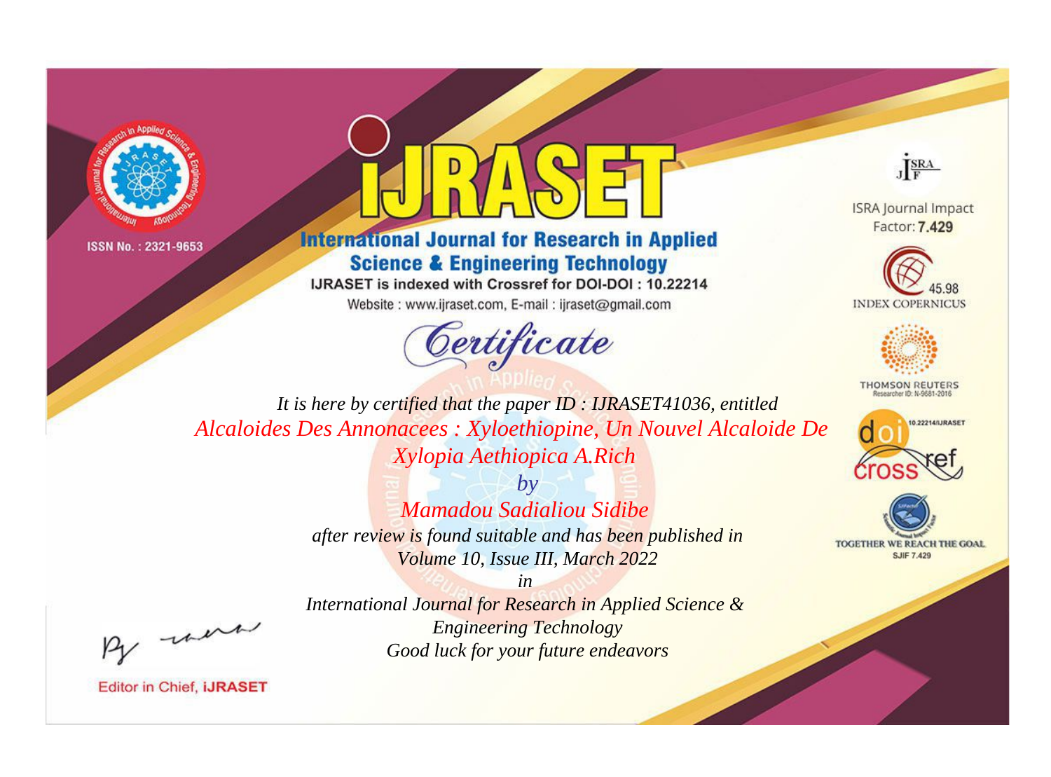ISSN No. : 2321-9653

# IJRASET

## International Journal for Research in Applied Science & Engineering Technology

IJRASET is indexed with Crossref for DOI-DOI : 10.22214

Website : www.ijraset.com, E-mail : ijraset@gmail.com

ISRA Journal Impact Factor: **7.429**

45.98 INDEX COPERNICUS

THOMSON REUTERS Researcher ID: N-9681-2016

10.22214/IJRASET

TOGETHER WE REACH THE GOAL SJIF 7.429

*Certificate*

*It is here by certified that the paper ID : IJRASET41036, entitled*

*Alcaloides Des Annonacees : Xyloethiopine, Un Nouvel Alcaloide De Xylopia Aethiopica A.Rich*

*by*

*Mamadou Sadialiou Sidibe*

*after review is found suitable and has been published in*

*Volume 10, Issue III, March 2022*

*in*

*International Journal for Research in Applied Science & Engineering Technology*

*Good luck for your future endeavors*

Editor in Chief, **iJRASET**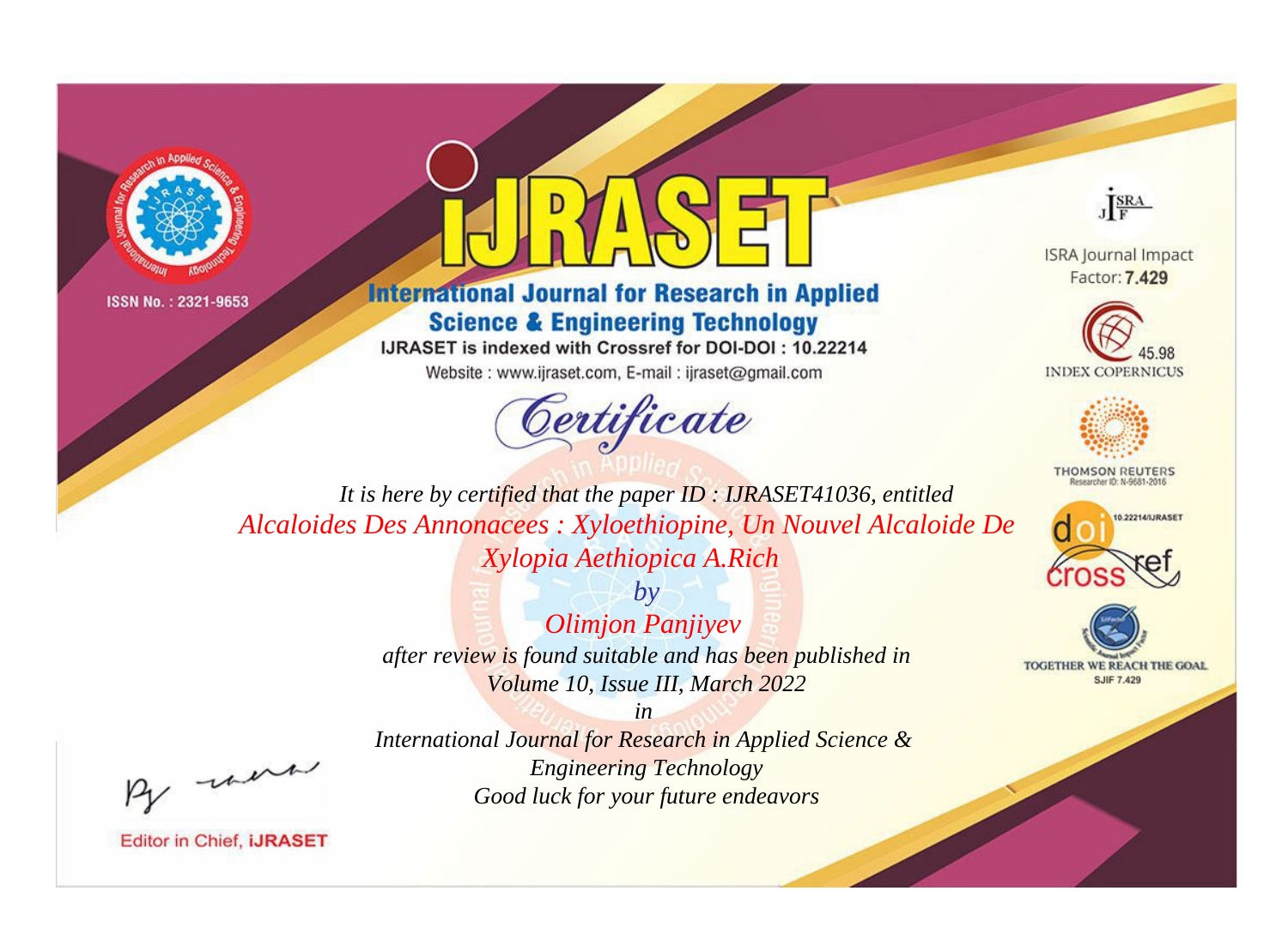ISSN No. : 2321-9653

# iJRASET

## International Journal for Research in Applied Science & Engineering Technology

IJRASET is indexed with Crossref for DOI-DOI : 10.22214

Website : www.ijraset.com, E-mail : ijraset@gmail.com

*Certificate*

*It is here by certified that the paper ID : IJRASET41036, entitled*

*Alcaloides Des Annonacees : Xyloethiopine, Un Nouvel Alcaloide De Xylopia Aethiopica A.Rich*

*by*

*Olimjon Panjiyev*

*after review is found suitable and has been published in*

*Volume 10, Issue III, March 2022*

*in*

*International Journal for Research in Applied Science & Engineering Technology*

*Good luck for your future endeavors*

ISRA Journal Impact Factor: **7.429**

45.98 INDEX COPERNICUS

THOMSON REUTERS Researcher ID: N-9681-2016

10.22214/IJRASET

TOGETHER WE REACH THE GOAL SJIF 7.429

Editor in Chief, **iJRASET**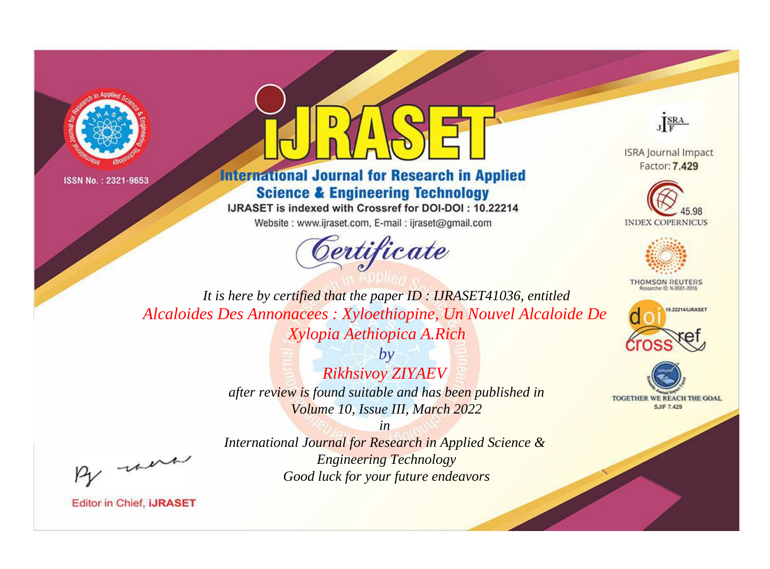ISSN No. : 2321-9653

# IJRASET

## International Journal for Research in Applied Science & Engineering Technology

IJRASET is indexed with Crossref for DOI-DOI : 10.22214

Website : www.ijraset.com, E-mail : ijraset@gmail.com

# Certificate

*It is here by certified that the paper ID : IJRASET41036, entitled*

*Alcaloides Des Annonacees : Xyloethiopine, Un Nouvel Alcaloide De Xylopia Aethiopica A.Rich*

*by*

*Rikhsivoy ZIYAEV*

*after review is found suitable and has been published in*

*Volume 10, Issue III, March 2022*

*in*

*International Journal for Research in Applied Science & Engineering Technology*

*Good luck for your future endeavors*

ISRA Journal Impact Factor: **7.429**

45.98 INDEX COPERNICUS

THOMSON REUTERS Researcher ID: N-9681-2016

10.22214/IJRASET

TOGETHER WE REACH THE GOAL SJIF 7.429

Editor in Chief, **iJRASET**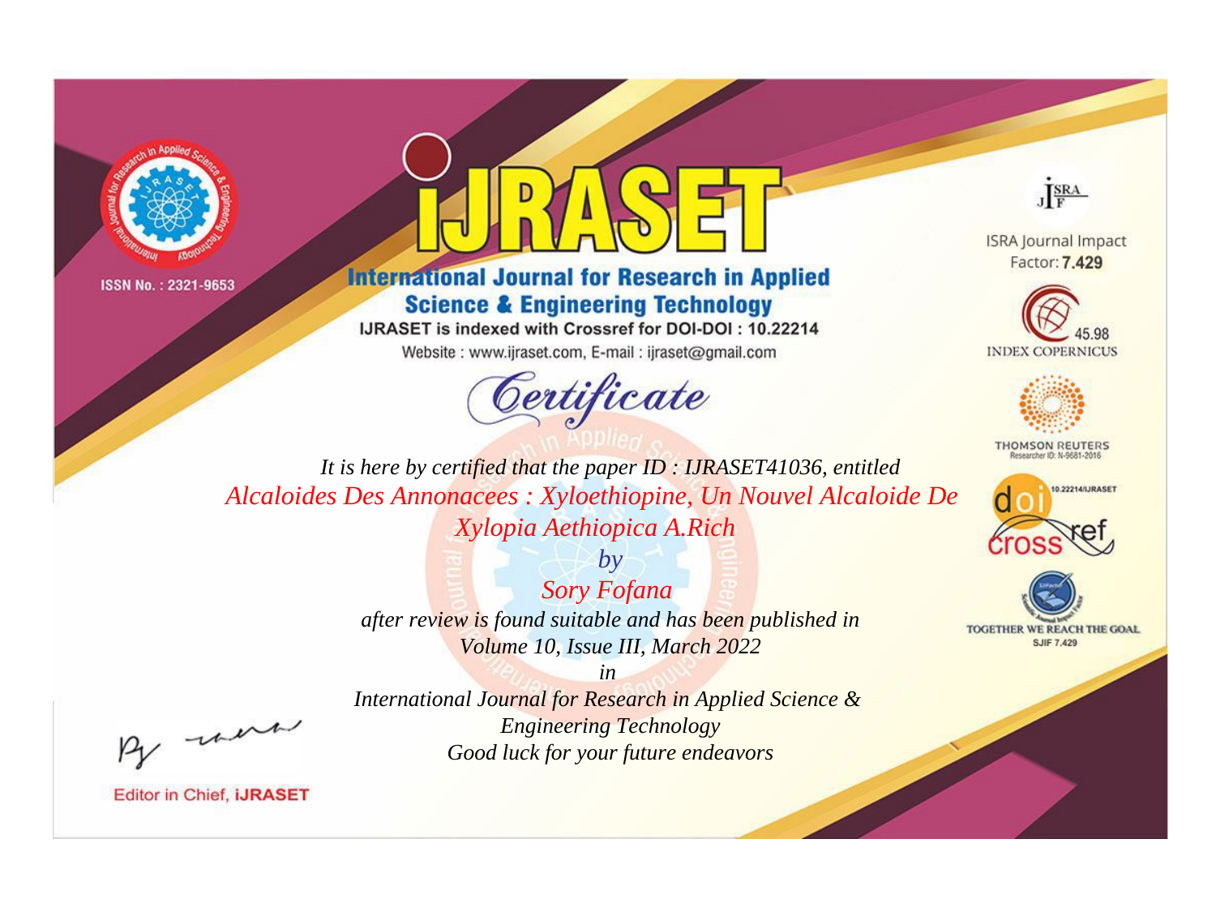ISSN No. : 2321-9653

# IJRASET

## International Journal for Research in Applied Science & Engineering Technology

IJRASET is indexed with Crossref for DOI-DOI : 10.22214

Website : www.ijraset.com, E-mail : ijraset@gmail.com

ISRA Journal Impact Factor: **7.429**

45.98 INDEX COPERNICUS

THOMSON REUTERS Researcher ID: N-9681-2016

10.22214/IJRASET

TOGETHER WE REACH THE GOAL SJIF 7.429

# *Certificate*

*It is here by certified that the paper ID : IJRASET41036, entitled*

*Alcaloides Des Annonacees : Xyloethiopine, Un Nouvel Alcaloide De Xylopia Aethiopica A.Rich*

*by*

*Sory Fofana*

*after review is found suitable and has been published in*

*Volume 10, Issue III, March 2022*

*in*

*International Journal for Research in Applied Science & Engineering Technology*

*Good luck for your future endeavors*

Editor in Chief, IJRASET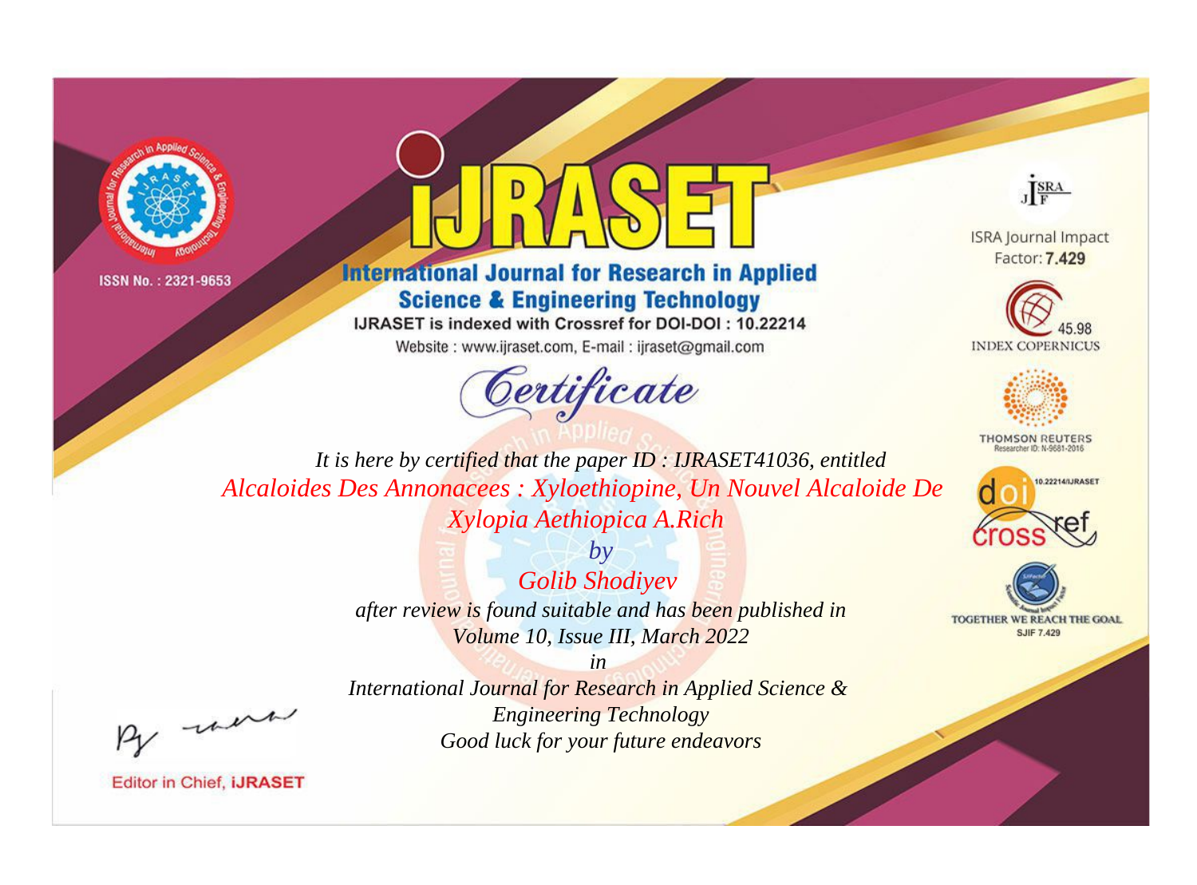ISSN No. : 2321-9653

# iJRASET

## International Journal for Research in Applied Science & Engineering Technology

IJRASET is indexed with Crossref for DOI-DOI : 10.22214

Website : www.ijraset.com, E-mail : ijraset@gmail.com

# Certificate

*It is here by certified that the paper ID : IJRASET41036, entitled*

*Alcaloides Des Annonacees : Xyloethiopine, Un Nouvel Alcaloide De Xylopia Aethiopica A.Rich*

*by*

*Golib Shodiyev*

*after review is found suitable and has been published in*

*Volume 10, Issue III, March 2022*

*in*

*International Journal for Research in Applied Science & Engineering Technology*

*Good luck for your future endeavors*

Editor in Chief, iJRASET

ISRA Journal Impact Factor: **7.429**

45.98 INDEX COPERNICUS

THOMSON REUTERS Researcher ID: N-9681-2016

10.22214/IJRASET

TOGETHER WE REACH THE GOAL SJIF 7.429